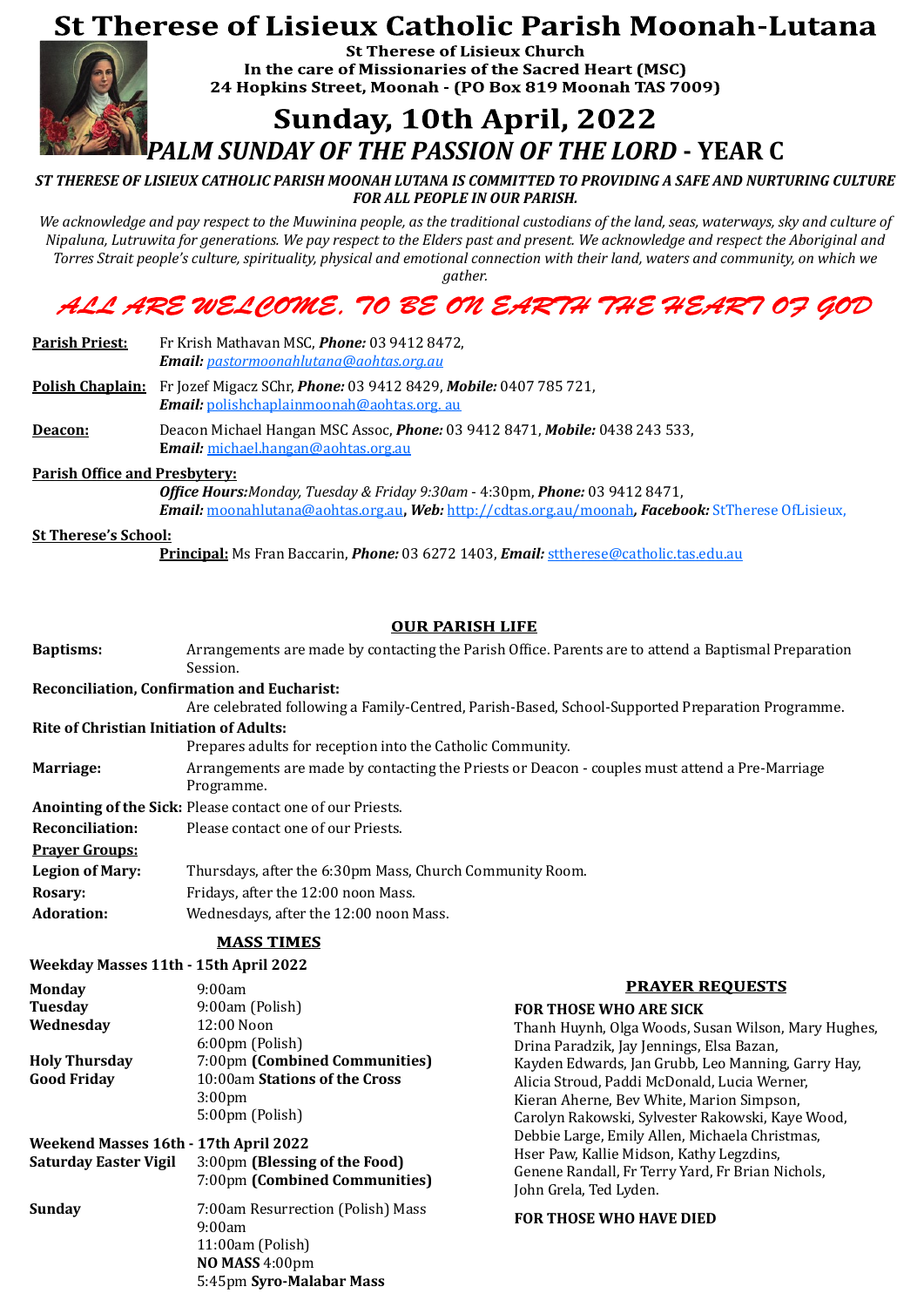# St Therese of Lisieux Catholic Parish Moonah-Lutana

**St Therese of Lisieux Church**
**In the care of Missionaries of the Sacred Heart (MSC)**
**24 Hopkins Street, Moonah - (PO Box 819 Moonah TAS 7009)**

## Sunday, 10th April, 2022

## *PALM SUNDAY OF THE PASSION OF THE LORD* - YEAR C

***ST THERESE OF LISIEUX CATHOLIC PARISH MOONAH LUTANA IS COMMITTED TO PROVIDING A SAFE AND NURTURING CULTURE FOR ALL PEOPLE IN OUR PARISH.***

*We acknowledge and pay respect to the Muwinina people, as the traditional custodians of the land, seas, waterways, sky and culture of Nipaluna, Lutruwita for generations. We pay respect to the Elders past and present. We acknowledge and respect the Aboriginal and Torres Strait people's culture, spirituality, physical and emotional connection with their land, waters and community, on which we gather.*

*ALL ARE WELCOME. TO BE ON EARTH THE HEART OF GOD*

**Parish Priest:** Fr Krish Mathavan MSC, ***Phone:*** 03 9412 8472, ***Email:*** *pastormoonahlutana@aohtas.org.au*

**Polish Chaplain:** Fr Jozef Migacz SChr, ***Phone:*** 03 9412 8429, ***Mobile:*** 0407 785 721, ***Email:*** polishchaplainmoonah@aohtas.org. au

**Deacon:** Deacon Michael Hangan MSC Assoc, ***Phone:*** 03 9412 8471, ***Mobile:*** 0438 243 533, ***Email:*** michael.hangan@aohtas.org.au

**Parish Office and Presbytery:**
***Office Hours:*** *Monday, Tuesday & Friday 9:30am* - 4:30pm, ***Phone:*** 03 9412 8471, ***Email:*** moonahlutana@aohtas.org.au, ***Web:*** http://cdtas.org.au/moonah, ***Facebook:*** StTherese OfLisieux,

**St Therese's School:**
**Principal:** Ms Fran Baccarin, ***Phone:*** 03 6272 1403, ***Email:*** sttherese@catholic.tas.edu.au

## OUR PARISH LIFE

**Baptisms:** Arrangements are made by contacting the Parish Office. Parents are to attend a Baptismal Preparation Session.

**Reconciliation, Confirmation and Eucharist:**
Are celebrated following a Family-Centred, Parish-Based, School-Supported Preparation Programme.

**Rite of Christian Initiation of Adults:**
Prepares adults for reception into the Catholic Community.

**Marriage:** Arrangements are made by contacting the Priests or Deacon - couples must attend a Pre-Marriage Programme.

**Anointing of the Sick:** Please contact one of our Priests.

**Reconciliation:** Please contact one of our Priests.

**Prayer Groups:**

**Legion of Mary:** Thursdays, after the 6:30pm Mass, Church Community Room.

**Rosary:** Fridays, after the 12:00 noon Mass.

**Adoration:** Wednesdays, after the 12:00 noon Mass.

## MASS TIMES

**Weekday Masses 11th - 15th April 2022**

| | |
|---|---|
| **Monday** | 9:00am |
| **Tuesday** | 9:00am (Polish) |
| **Wednesday** | 12:00 Noon |
| | 6:00pm (Polish) |
| **Holy Thursday** | 7:00pm **(Combined Communities)** |
| **Good Friday** | 10:00am **Stations of the Cross** |
| | 3:00pm |
| | 5:00pm (Polish) |

**Weekend Masses 16th - 17th April 2022**

| | |
|---|---|
| **Saturday Easter Vigil** | 3:00pm **(Blessing of the Food)** |
| | 7:00pm **(Combined Communities)** |
| **Sunday** | 7:00am Resurrection (Polish) Mass |
| | 9:00am |
| | 11:00am (Polish) |
| | **NO MASS** 4:00pm |
| | 5:45pm **Syro-Malabar Mass** |

## PRAYER REQUESTS

**FOR THOSE WHO ARE SICK**

Thanh Huynh, Olga Woods, Susan Wilson, Mary Hughes, Drina Paradzik, Jay Jennings, Elsa Bazan, Kayden Edwards, Jan Grubb, Leo Manning, Garry Hay, Alicia Stroud, Paddi McDonald, Lucia Werner, Kieran Aherne, Bev White, Marion Simpson, Carolyn Rakowski, Sylvester Rakowski, Kaye Wood, Debbie Large, Emily Allen, Michaela Christmas, Hser Paw, Kallie Midson, Kathy Legzdins, Genene Randall, Fr Terry Yard, Fr Brian Nichols, John Grela, Ted Lyden.

**FOR THOSE WHO HAVE DIED**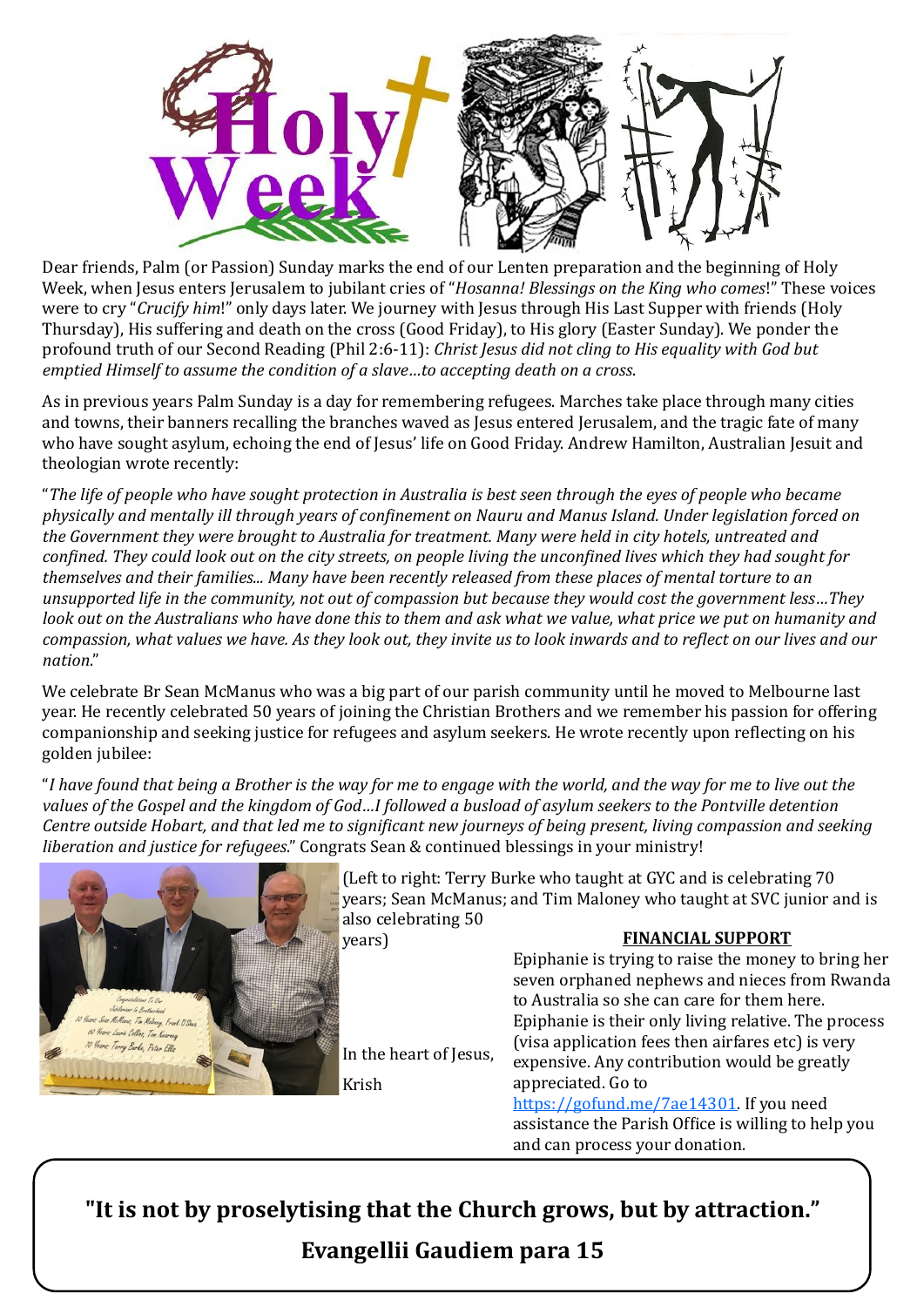Dear friends, Palm (or Passion) Sunday marks the end of our Lenten preparation and the beginning of Holy Week, when Jesus enters Jerusalem to jubilant cries of "*Hosanna! Blessings on the King who comes*!" These voices were to cry "*Crucify him*!" only days later. We journey with Jesus through His Last Supper with friends (Holy Thursday), His suffering and death on the cross (Good Friday), to His glory (Easter Sunday). We ponder the profound truth of our Second Reading (Phil 2:6-11): *Christ Jesus did not cling to His equality with God but emptied Himself to assume the condition of a slave…to accepting death on a cross*.

As in previous years Palm Sunday is a day for remembering refugees. Marches take place through many cities and towns, their banners recalling the branches waved as Jesus entered Jerusalem, and the tragic fate of many who have sought asylum, echoing the end of Jesus' life on Good Friday. Andrew Hamilton, Australian Jesuit and theologian wrote recently:

"*The life of people who have sought protection in Australia is best seen through the eyes of people who became physically and mentally ill through years of confinement on Nauru and Manus Island. Under legislation forced on the Government they were brought to Australia for treatment. Many were held in city hotels, untreated and confined. They could look out on the city streets, on people living the unconfined lives which they had sought for themselves and their families... Many have been recently released from these places of mental torture to an unsupported life in the community, not out of compassion but because they would cost the government less…They look out on the Australians who have done this to them and ask what we value, what price we put on humanity and compassion, what values we have. As they look out, they invite us to look inwards and to reflect on our lives and our nation*."

We celebrate Br Sean McManus who was a big part of our parish community until he moved to Melbourne last year. He recently celebrated 50 years of joining the Christian Brothers and we remember his passion for offering companionship and seeking justice for refugees and asylum seekers. He wrote recently upon reflecting on his golden jubilee:

"*I have found that being a Brother is the way for me to engage with the world, and the way for me to live out the values of the Gospel and the kingdom of God…I followed a busload of asylum seekers to the Pontville detention Centre outside Hobart, and that led me to significant new journeys of being present, living compassion and seeking liberation and justice for refugees*." Congrats Sean & continued blessings in your ministry!

(Left to right: Terry Burke who taught at GYC and is celebrating 70 years; Sean McManus; and Tim Maloney who taught at SVC junior and is also celebrating 50 years)

In the heart of Jesus,

Krish

**FINANCIAL SUPPORT**

Epiphanie is trying to raise the money to bring her seven orphaned nephews and nieces from Rwanda to Australia so she can care for them here. Epiphanie is their only living relative. The process (visa application fees then airfares etc) is very expensive. Any contribution would be greatly appreciated. Go to https://gofund.me/7ae14301. If you need assistance the Parish Office is willing to help you and can process your donation.

**"It is not by proselytising that the Church grows, but by attraction."**

**Evangellii Gaudiem para 15**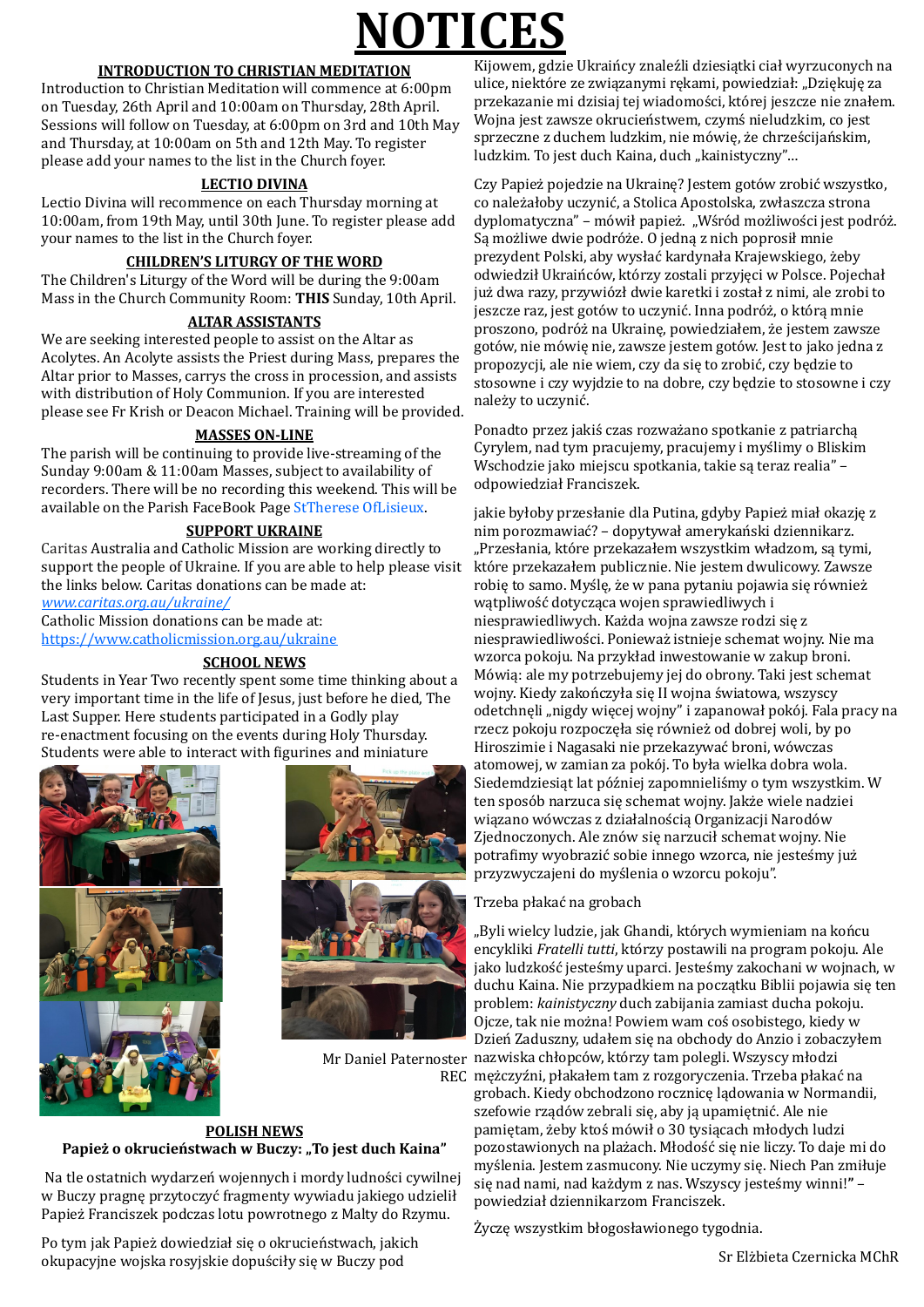# NOTICES

## INTRODUCTION TO CHRISTIAN MEDITATION

Introduction to Christian Meditation will commence at 6:00pm on Tuesday, 26th April and 10:00am on Thursday, 28th April. Sessions will follow on Tuesday, at 6:00pm on 3rd and 10th May and Thursday, at 10:00am on 5th and 12th May. To register please add your names to the list in the Church foyer.

## LECTIO DIVINA

Lectio Divina will recommence on each Thursday morning at 10:00am, from 19th May, until 30th June. To register please add your names to the list in the Church foyer.

## CHILDREN'S LITURGY OF THE WORD

The Children's Liturgy of the Word will be during the 9:00am Mass in the Church Community Room: **THIS** Sunday, 10th April.

## ALTAR ASSISTANTS

We are seeking interested people to assist on the Altar as Acolytes. An Acolyte assists the Priest during Mass, prepares the Altar prior to Masses, carrys the cross in procession, and assists with distribution of Holy Communion. If you are interested please see Fr Krish or Deacon Michael. Training will be provided.

## MASSES ON-LINE

The parish will be continuing to provide live-streaming of the Sunday 9:00am & 11:00am Masses, subject to availability of recorders. There will be no recording this weekend. This will be available on the Parish FaceBook Page StTherese OfLisieux.

## SUPPORT UKRAINE

Caritas Australia and Catholic Mission are working directly to support the people of Ukraine. If you are able to help please visit the links below. Caritas donations can be made at:
*www.caritas.org.au/ukraine/*
Catholic Mission donations can be made at:
https://www.catholicmission.org.au/ukraine

## SCHOOL NEWS

Students in Year Two recently spent some time thinking about a very important time in the life of Jesus, just before he died, The Last Supper. Here students participated in a Godly play re-enactment focusing on the events during Holy Thursday. Students were able to interact with figurines and miniature

Mr Daniel Paternoster
REC

## POLISH NEWS

### Papież o okrucieństwach w Buczy: „To jest duch Kaina"

Na tle ostatnich wydarzeń wojennych i mordy ludności cywilnej w Buczy pragnę przytoczyć fragmenty wywiadu jakiego udzielił Papież Franciszek podczas lotu powrotnego z Malty do Rzymu.

Po tym jak Papież dowiedział się o okrucieństwach, jakich okupacyjne wojska rosyjskie dopuściły się w Buczy pod Kijowem, gdzie Ukraińcy znaleźli dziesiątki ciał wyrzuconych na ulice, niektóre ze związanymi rękami, powiedział: „Dziękuję za przekazanie mi dzisiaj tej wiadomości, której jeszcze nie znałem. Wojna jest zawsze okrucieństwem, czymś nieludzkim, co jest sprzeczne z duchem ludzkim, nie mówię, że chrześcijańskim, ludzkim. To jest duch Kaina, duch „kainistyczny"...

Czy Papież pojedzie na Ukrainę? Jestem gotów zrobić wszystko, co należałoby uczynić, a Stolica Apostolska, zwłaszcza strona dyplomatyczna" – mówił papież. „Wśród możliwości jest podróż. Są możliwe dwie podróże. O jedną z nich poprosił mnie prezydent Polski, aby wysłać kardynała Krajewskiego, żeby odwiedził Ukraińców, którzy zostali przyjęci w Polsce. Pojechał już dwa razy, przywiózł dwie karetki i został z nimi, ale zrobi to jeszcze raz, jest gotów to uczynić. Inna podróż, o którą mnie proszono, podróż na Ukrainę, powiedziałem, że jestem zawsze gotów, nie mówię nie, zawsze jestem gotów. Jest to jedna z propozycji, ale nie wiem, czy da się to zrobić, czy będzie to stosowne i czy wyjdzie to na dobre, czy będzie to stosowne i czy należy to uczynić.

Ponadto przez jakiś czas rozważano spotkanie z patriarchą Cyrylem, nad tym pracujemy, pracujemy i myślimy o Bliskim Wschodzie jako miejscu spotkania, takie są teraz realia" – odpowiedział Franciszek.

jakie byłoby przesłanie dla Putina, gdyby Papież miał okazję z nim porozmawiać? – dopytywał amerykański dziennikarz. „Przesłania, które przekazałem wszystkim władzom, są tymi, które przekazałem publicznie. Nie jestem dwulicowy. Zawsze robię to samo. Myślę, że w pana pytaniu pojawia się również wątpliwość dotycząca wojen sprawiedliwych i niesprawiedliwych. Każda wojna zawsze rodzi się z niesprawiedliwości. Ponieważ istnieje schemat wojny. Nie ma wzorca pokoju. Na przykład inwestowanie w zakup broni. Mówią: ale my potrzebujemy jej do obrony. Taki jest schemat wojny. Kiedy zakończyła się II wojna światowa, wszyscy odetchnęli „nigdy więcej wojny" i zapanował pokój. Fala pracy na rzecz pokoju rozpoczęła się również od dobrej woli, by po Hiroszimie i Nagasaki nie przekazywać broni, wówczas atomowej, w zamian za pokój. To była wielka dobra wola. Siedemdziesiąt lat później zapomnieliśmy o tym wszystkim. W ten sposób narzuca się schemat wojny. Jakże wiele nadziei wiązano wówczas z działalnością Organizacji Narodów Zjednoczonych. Ale znów się narzucił schemat wojny. Nie potrafimy wyobrazić sobie innego wzorca, nie jesteśmy już przyzwyczajeni do myślenia o wzorcu pokoju".

Trzeba płakać na grobach

„Byli wielcy ludzie, jak Ghandi, których wymieniam na końcu encykliki *Fratelli tutti*, którzy postawili na program pokoju. Ale jako ludzkość jesteśmy uparci. Jesteśmy zakochani w wojnach, w duchu Kaina. Nie przypadkiem na początku Biblii pojawia się ten problem: *kainistyczny* duch zabijania zamiast ducha pokoju. Ojcze, tak nie można! Powiem wam coś osobistego, kiedy w Dzień Zaduszny, udałem się na obchody do Anzio i zobaczyłem nazwiska chłopców, którzy tam polegli. Wszyscy młodzi mężczyźni, płakałem tam z rozgoryczenia. Trzeba płakać na grobach. Kiedy obchodzono rocznicę lądowania w Normandii, szefowie rządów zebrali się, aby ją upamiętnić. Ale nie pamiętam, żeby ktoś mówił o 30 tysiącach młodych ludzi pozostawionych na plażach. Młodość się nie liczy. To daje mi do myślenia. Jestem zasmucony. Nie uczymy się. Niech Pan zmiłuje się nad nami, nad każdym z nas. Wszyscy jesteśmy winni!" – powiedział dziennikarzom Franciszek.

Życzę wszystkim błogosławionego tygodnia.

Sr Elżbieta Czernicka MChR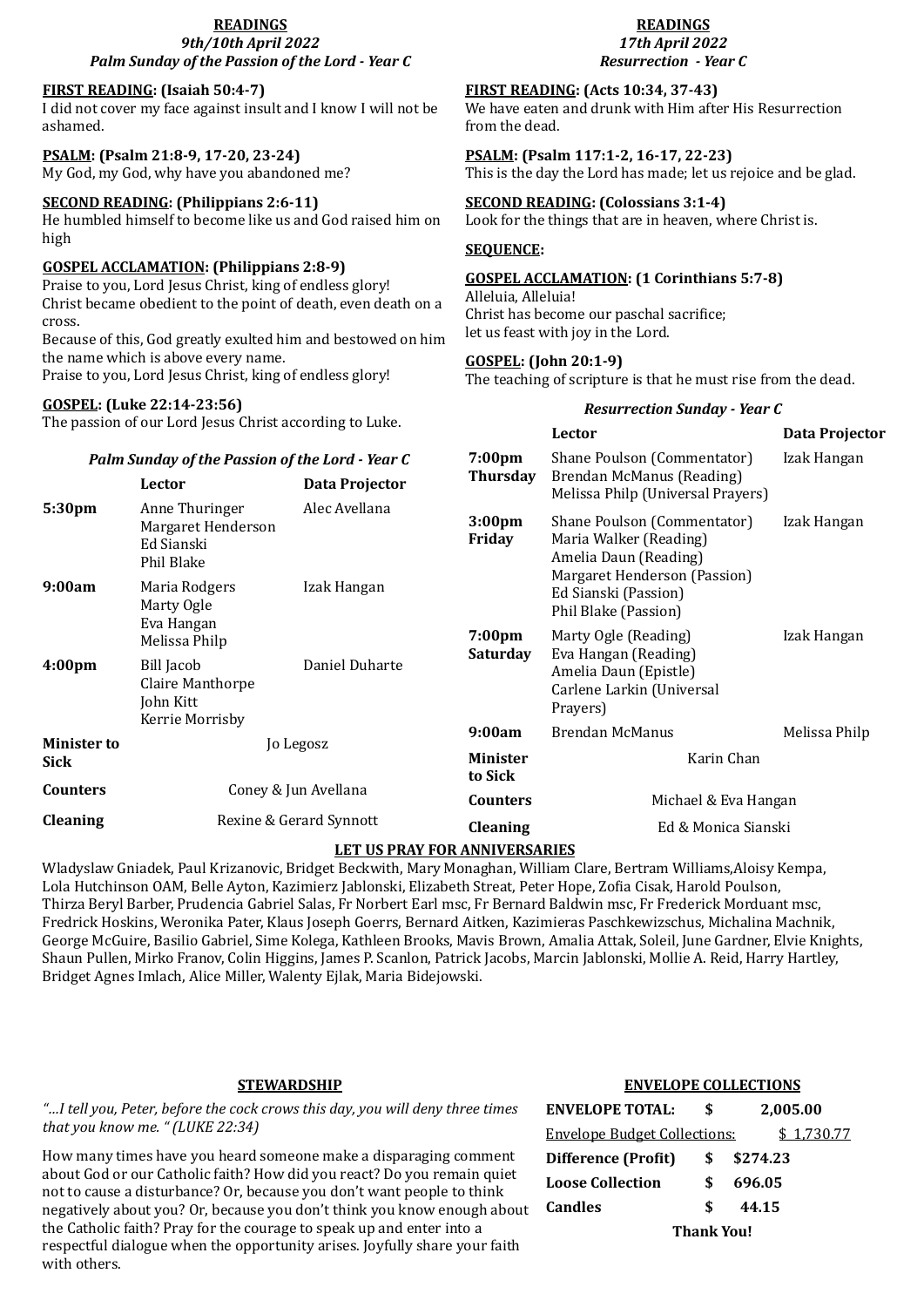## READINGS

*9th/10th April 2022*

*Palm Sunday of the Passion of the Lord - Year C*

**FIRST READING: (Isaiah 50:4-7)**
I did not cover my face against insult and I know I will not be ashamed.

**PSALM: (Psalm 21:8-9, 17-20, 23-24)**
My God, my God, why have you abandoned me?

**SECOND READING: (Philippians 2:6-11)**
He humbled himself to become like us and God raised him on high

**GOSPEL ACCLAMATION: (Philippians 2:8-9)**
Praise to you, Lord Jesus Christ, king of endless glory!
Christ became obedient to the point of death, even death on a cross.
Because of this, God greatly exulted him and bestowed on him the name which is above every name.
Praise to you, Lord Jesus Christ, king of endless glory!

**GOSPEL: (Luke 22:14-23:56)**
The passion of our Lord Jesus Christ according to Luke.

*Palm Sunday of the Passion of the Lord - Year C*

| | Lector | Data Projector |
|---|---|---|
| **5:30pm** | Anne Thuringer<br>Margaret Henderson<br>Ed Sianski<br>Phil Blake | Alec Avellana |
| **9:00am** | Maria Rodgers<br>Marty Ogle<br>Eva Hangan<br>Melissa Philp | Izak Hangan |
| **4:00pm** | Bill Jacob<br>Claire Manthorpe<br>John Kitt<br>Kerrie Morrisby | Daniel Duharte |
| **Minister to Sick** | Jo Legosz | |
| **Counters** | Coney & Jun Avellana | |
| **Cleaning** | Rexine & Gerard Synnott | |

## READINGS

*17th April 2022*

*Resurrection - Year C*

**FIRST READING: (Acts 10:34, 37-43)**
We have eaten and drunk with Him after His Resurrection from the dead.

**PSALM: (Psalm 117:1-2, 16-17, 22-23)**
This is the day the Lord has made; let us rejoice and be glad.

**SECOND READING: (Colossians 3:1-4)**
Look for the things that are in heaven, where Christ is.

**SEQUENCE:**

**GOSPEL ACCLAMATION: (1 Corinthians 5:7-8)**
Alleluia, Alleluia!
Christ has become our paschal sacrifice;
let us feast with joy in the Lord.

**GOSPEL: (John 20:1-9)**
The teaching of scripture is that he must rise from the dead.

*Resurrection Sunday - Year C*

| | Lector | Data Projector |
|---|---|---|
| **7:00pm Thursday** | Shane Poulson (Commentator)<br>Brendan McManus (Reading)<br>Melissa Philp (Universal Prayers) | Izak Hangan |
| **3:00pm Friday** | Shane Poulson (Commentator)<br>Maria Walker (Reading)<br>Amelia Daun (Reading)<br>Margaret Henderson (Passion)<br>Ed Sianski (Passion)<br>Phil Blake (Passion) | Izak Hangan |
| **7:00pm Saturday** | Marty Ogle (Reading)<br>Eva Hangan (Reading)<br>Amelia Daun (Epistle)<br>Carlene Larkin (Universal Prayers) | Izak Hangan |
| **9:00am** | Brendan McManus | Melissa Philp |
| **Minister to Sick** | Karin Chan | |
| **Counters** | Michael & Eva Hangan | |
| **Cleaning** | Ed & Monica Sianski | |

## LET US PRAY FOR ANNIVERSARIES

Wladyslaw Gniadek, Paul Krizanovic, Bridget Beckwith, Mary Monaghan, William Clare, Bertram Williams,Aloisy Kempa, Lola Hutchinson OAM, Belle Ayton, Kazimierz Jablonski, Elizabeth Streat, Peter Hope, Zofia Cisak, Harold Poulson, Thirza Beryl Barber, Prudencia Gabriel Salas, Fr Norbert Earl msc, Fr Bernard Baldwin msc, Fr Frederick Morduant msc, Fredrick Hoskins, Weronika Pater, Klaus Joseph Goerrs, Bernard Aitken, Kazimieras Paschkewizschus, Michalina Machnik, George McGuire, Basilio Gabriel, Sime Kolega, Kathleen Brooks, Mavis Brown, Amalia Attak, Soleil, June Gardner, Elvie Knights, Shaun Pullen, Mirko Franov, Colin Higgins, James P. Scanlon, Patrick Jacobs, Marcin Jablonski, Mollie A. Reid, Harry Hartley, Bridget Agnes Imlach, Alice Miller, Walenty Ejlak, Maria Bidejowski.

## STEWARDSHIP

*"…I tell you, Peter, before the cock crows this day, you will deny three times that you know me. " (LUKE 22:34)*

How many times have you heard someone make a disparaging comment about God or our Catholic faith? How did you react? Do you remain quiet not to cause a disturbance? Or, because you don't want people to think negatively about you? Or, because you don't think you know enough about the Catholic faith? Pray for the courage to speak up and enter into a respectful dialogue when the opportunity arises. Joyfully share your faith with others.

## ENVELOPE COLLECTIONS

| | | |
|---|---|---|
| **ENVELOPE TOTAL:** | **$** | **2,005.00** |
| Envelope Budget Collections: | | $ 1,730.77 |
| **Difference (Profit)** | **$** | **$274.23** |
| **Loose Collection** | **$** | **696.05** |
| **Candles** | **$** | **44.15** |

**Thank You!**